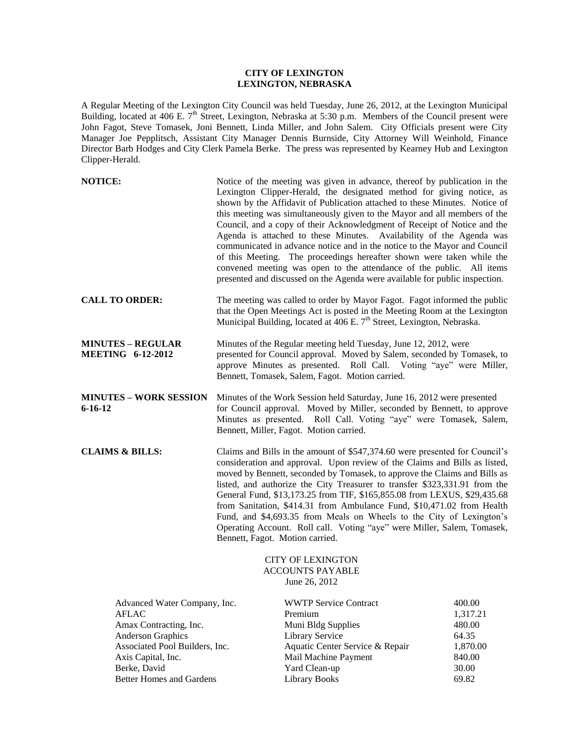# CITY OF LEXINGTON
## LEXINGTON, NEBRASKA

A Regular Meeting of the Lexington City Council was held Tuesday, June 26, 2012, at the Lexington Municipal Building, located at 406 E. 7th Street, Lexington, Nebraska at 5:30 p.m. Members of the Council present were John Fagot, Steve Tomasek, Joni Bennett, Linda Miller, and John Salem. City Officials present were City Manager Joe Pepplitsch, Assistant City Manager Dennis Burnside, City Attorney Will Weinhold, Finance Director Barb Hodges and City Clerk Pamela Berke. The press was represented by Kearney Hub and Lexington Clipper-Herald.

**NOTICE:** Notice of the meeting was given in advance, thereof by publication in the Lexington Clipper-Herald, the designated method for giving notice, as shown by the Affidavit of Publication attached to these Minutes. Notice of this meeting was simultaneously given to the Mayor and all members of the Council, and a copy of their Acknowledgment of Receipt of Notice and the Agenda is attached to these Minutes. Availability of the Agenda was communicated in advance notice and in the notice to the Mayor and Council of this Meeting. The proceedings hereafter shown were taken while the convened meeting was open to the attendance of the public. All items presented and discussed on the Agenda were available for public inspection.

**CALL TO ORDER:** The meeting was called to order by Mayor Fagot. Fagot informed the public that the Open Meetings Act is posted in the Meeting Room at the Lexington Municipal Building, located at 406 E. 7th Street, Lexington, Nebraska.

**MINUTES – REGULAR MEETING 6-12-2012** Minutes of the Regular meeting held Tuesday, June 12, 2012, were presented for Council approval. Moved by Salem, seconded by Tomasek, to approve Minutes as presented. Roll Call. Voting "aye" were Miller, Bennett, Tomasek, Salem, Fagot. Motion carried.

**MINUTES – WORK SESSION 6-16-12** Minutes of the Work Session held Saturday, June 16, 2012 were presented for Council approval. Moved by Miller, seconded by Bennett, to approve Minutes as presented. Roll Call. Voting "aye" were Tomasek, Salem, Bennett, Miller, Fagot. Motion carried.

**CLAIMS & BILLS:** Claims and Bills in the amount of $547,374.60 were presented for Council's consideration and approval. Upon review of the Claims and Bills as listed, moved by Bennett, seconded by Tomasek, to approve the Claims and Bills as listed, and authorize the City Treasurer to transfer $323,331.91 from the General Fund, $13,173.25 from TIF, $165,855.08 from LEXUS, $29,435.68 from Sanitation, $414.31 from Ambulance Fund, $10,471.02 from Health Fund, and $4,693.35 from Meals on Wheels to the City of Lexington's Operating Account. Roll call. Voting "aye" were Miller, Salem, Tomasek, Bennett, Fagot. Motion carried.

CITY OF LEXINGTON
ACCOUNTS PAYABLE
June 26, 2012

| Vendor | Description | Amount |
|---|---|---|
| Advanced Water Company, Inc. | WWTP Service Contract | 400.00 |
| AFLAC | Premium | 1,317.21 |
| Amax Contracting, Inc. | Muni Bldg Supplies | 480.00 |
| Anderson Graphics | Library Service | 64.35 |
| Associated Pool Builders, Inc. | Aquatic Center Service & Repair | 1,870.00 |
| Axis Capital, Inc. | Mail Machine Payment | 840.00 |
| Berke, David | Yard Clean-up | 30.00 |
| Better Homes and Gardens | Library Books | 69.82 |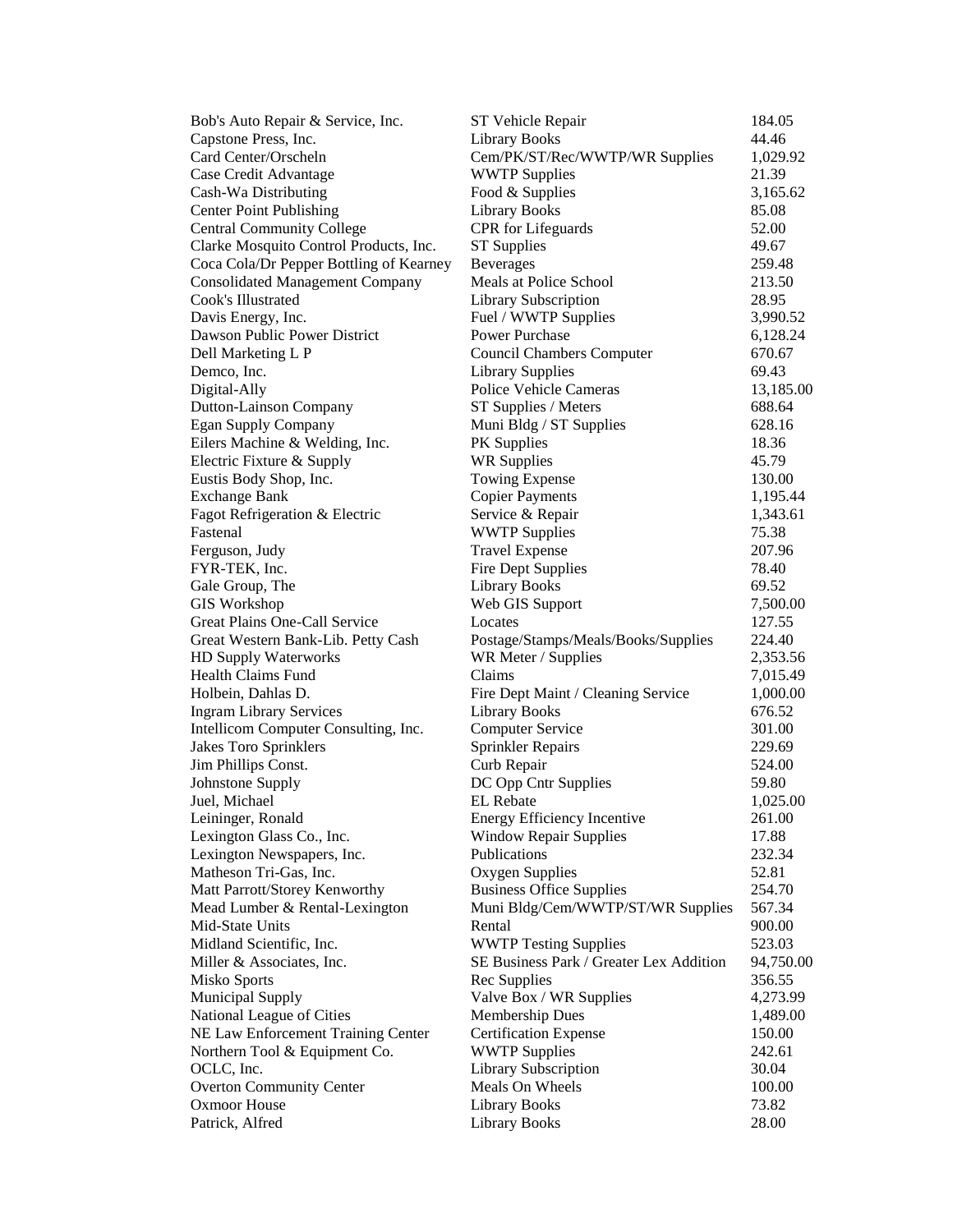| | | |
|---|---|---|
| Bob's Auto Repair & Service, Inc. | ST Vehicle Repair | 184.05 |
| Capstone Press, Inc. | Library Books | 44.46 |
| Card Center/Orscheln | Cem/PK/ST/Rec/WWTP/WR Supplies | 1,029.92 |
| Case Credit Advantage | WWTP Supplies | 21.39 |
| Cash-Wa Distributing | Food & Supplies | 3,165.62 |
| Center Point Publishing | Library Books | 85.08 |
| Central Community College | CPR for Lifeguards | 52.00 |
| Clarke Mosquito Control Products, Inc. | ST Supplies | 49.67 |
| Coca Cola/Dr Pepper Bottling of Kearney | Beverages | 259.48 |
| Consolidated Management Company | Meals at Police School | 213.50 |
| Cook's Illustrated | Library Subscription | 28.95 |
| Davis Energy, Inc. | Fuel / WWTP Supplies | 3,990.52 |
| Dawson Public Power District | Power Purchase | 6,128.24 |
| Dell Marketing L P | Council Chambers Computer | 670.67 |
| Demco, Inc. | Library Supplies | 69.43 |
| Digital-Ally | Police Vehicle Cameras | 13,185.00 |
| Dutton-Lainson Company | ST Supplies / Meters | 688.64 |
| Egan Supply Company | Muni Bldg / ST Supplies | 628.16 |
| Eilers Machine & Welding, Inc. | PK Supplies | 18.36 |
| Electric Fixture & Supply | WR Supplies | 45.79 |
| Eustis Body Shop, Inc. | Towing Expense | 130.00 |
| Exchange Bank | Copier Payments | 1,195.44 |
| Fagot Refrigeration & Electric | Service & Repair | 1,343.61 |
| Fastenal | WWTP Supplies | 75.38 |
| Ferguson, Judy | Travel Expense | 207.96 |
| FYR-TEK, Inc. | Fire Dept Supplies | 78.40 |
| Gale Group, The | Library Books | 69.52 |
| GIS Workshop | Web GIS Support | 7,500.00 |
| Great Plains One-Call Service | Locates | 127.55 |
| Great Western Bank-Lib. Petty Cash | Postage/Stamps/Meals/Books/Supplies | 224.40 |
| HD Supply Waterworks | WR Meter / Supplies | 2,353.56 |
| Health Claims Fund | Claims | 7,015.49 |
| Holbein, Dahlas D. | Fire Dept Maint / Cleaning Service | 1,000.00 |
| Ingram Library Services | Library Books | 676.52 |
| Intellicom Computer Consulting, Inc. | Computer Service | 301.00 |
| Jakes Toro Sprinklers | Sprinkler Repairs | 229.69 |
| Jim Phillips Const. | Curb Repair | 524.00 |
| Johnstone Supply | DC Opp Cntr Supplies | 59.80 |
| Juel, Michael | EL Rebate | 1,025.00 |
| Leininger, Ronald | Energy Efficiency Incentive | 261.00 |
| Lexington Glass Co., Inc. | Window Repair Supplies | 17.88 |
| Lexington Newspapers, Inc. | Publications | 232.34 |
| Matheson Tri-Gas, Inc. | Oxygen Supplies | 52.81 |
| Matt Parrott/Storey Kenworthy | Business Office Supplies | 254.70 |
| Mead Lumber & Rental-Lexington | Muni Bldg/Cem/WWTP/ST/WR Supplies | 567.34 |
| Mid-State Units | Rental | 900.00 |
| Midland Scientific, Inc. | WWTP Testing Supplies | 523.03 |
| Miller & Associates, Inc. | SE Business Park / Greater Lex Addition | 94,750.00 |
| Misko Sports | Rec Supplies | 356.55 |
| Municipal Supply | Valve Box / WR Supplies | 4,273.99 |
| National League of Cities | Membership Dues | 1,489.00 |
| NE Law Enforcement Training Center | Certification Expense | 150.00 |
| Northern Tool & Equipment Co. | WWTP Supplies | 242.61 |
| OCLC, Inc. | Library Subscription | 30.04 |
| Overton Community Center | Meals On Wheels | 100.00 |
| Oxmoor House | Library Books | 73.82 |
| Patrick, Alfred | Library Books | 28.00 |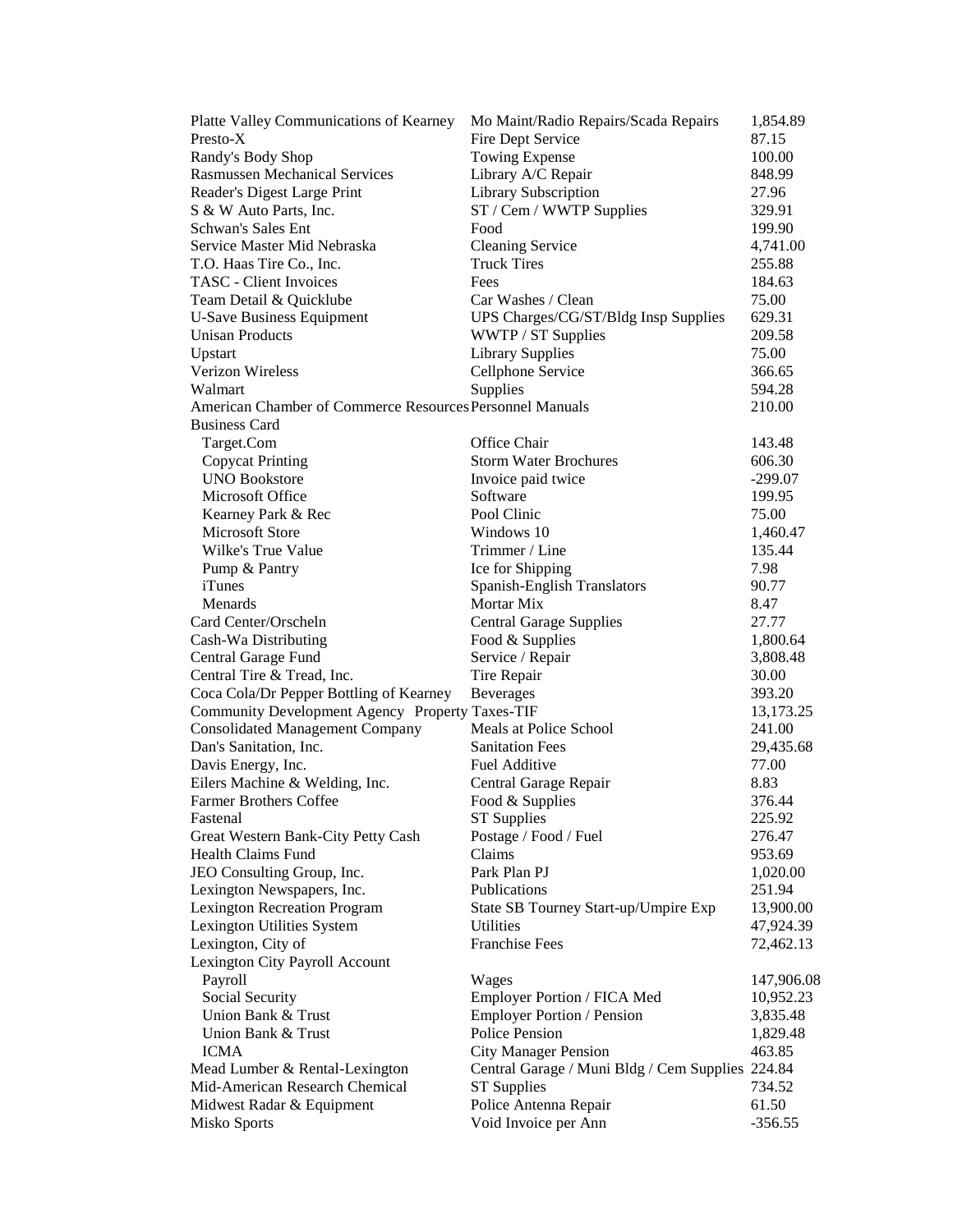| | | |
|---|---|---|
| Platte Valley Communications of Kearney | Mo Maint/Radio Repairs/Scada Repairs | 1,854.89 |
| Presto-X | Fire Dept Service | 87.15 |
| Randy's Body Shop | Towing Expense | 100.00 |
| Rasmussen Mechanical Services | Library A/C Repair | 848.99 |
| Reader's Digest Large Print | Library Subscription | 27.96 |
| S & W Auto Parts, Inc. | ST / Cem / WWTP Supplies | 329.91 |
| Schwan's Sales Ent | Food | 199.90 |
| Service Master Mid Nebraska | Cleaning Service | 4,741.00 |
| T.O. Haas Tire Co., Inc. | Truck Tires | 255.88 |
| TASC - Client Invoices | Fees | 184.63 |
| Team Detail & Quicklube | Car Washes / Clean | 75.00 |
| U-Save Business Equipment | UPS Charges/CG/ST/Bldg Insp Supplies | 629.31 |
| Unisan Products | WWTP / ST Supplies | 209.58 |
| Upstart | Library Supplies | 75.00 |
| Verizon Wireless | Cellphone Service | 366.65 |
| Walmart | Supplies | 594.28 |
| American Chamber of Commerce Resources | Personnel Manuals | 210.00 |
| Business Card | | |
| Target.Com | Office Chair | 143.48 |
| Copycat Printing | Storm Water Brochures | 606.30 |
| UNO Bookstore | Invoice paid twice | -299.07 |
| Microsoft Office | Software | 199.95 |
| Kearney Park & Rec | Pool Clinic | 75.00 |
| Microsoft Store | Windows 10 | 1,460.47 |
| Wilke's True Value | Trimmer / Line | 135.44 |
| Pump & Pantry | Ice for Shipping | 7.98 |
| iTunes | Spanish-English Translators | 90.77 |
| Menards | Mortar Mix | 8.47 |
| Card Center/Orscheln | Central Garage Supplies | 27.77 |
| Cash-Wa Distributing | Food & Supplies | 1,800.64 |
| Central Garage Fund | Service / Repair | 3,808.48 |
| Central Tire & Tread, Inc. | Tire Repair | 30.00 |
| Coca Cola/Dr Pepper Bottling of Kearney | Beverages | 393.20 |
| Community Development Agency | Property Taxes-TIF | 13,173.25 |
| Consolidated Management Company | Meals at Police School | 241.00 |
| Dan's Sanitation, Inc. | Sanitation Fees | 29,435.68 |
| Davis Energy, Inc. | Fuel Additive | 77.00 |
| Eilers Machine & Welding, Inc. | Central Garage Repair | 8.83 |
| Farmer Brothers Coffee | Food & Supplies | 376.44 |
| Fastenal | ST Supplies | 225.92 |
| Great Western Bank-City Petty Cash | Postage / Food / Fuel | 276.47 |
| Health Claims Fund | Claims | 953.69 |
| JEO Consulting Group, Inc. | Park Plan PJ | 1,020.00 |
| Lexington Newspapers, Inc. | Publications | 251.94 |
| Lexington Recreation Program | State SB Tourney Start-up/Umpire Exp | 13,900.00 |
| Lexington Utilities System | Utilities | 47,924.39 |
| Lexington, City of | Franchise Fees | 72,462.13 |
| Lexington City Payroll Account | | |
| Payroll | Wages | 147,906.08 |
| Social Security | Employer Portion / FICA Med | 10,952.23 |
| Union Bank & Trust | Employer Portion / Pension | 3,835.48 |
| Union Bank & Trust | Police Pension | 1,829.48 |
| ICMA | City Manager Pension | 463.85 |
| Mead Lumber & Rental-Lexington | Central Garage / Muni Bldg / Cem Supplies | 224.84 |
| Mid-American Research Chemical | ST Supplies | 734.52 |
| Midwest Radar & Equipment | Police Antenna Repair | 61.50 |
| Misko Sports | Void Invoice per Ann | -356.55 |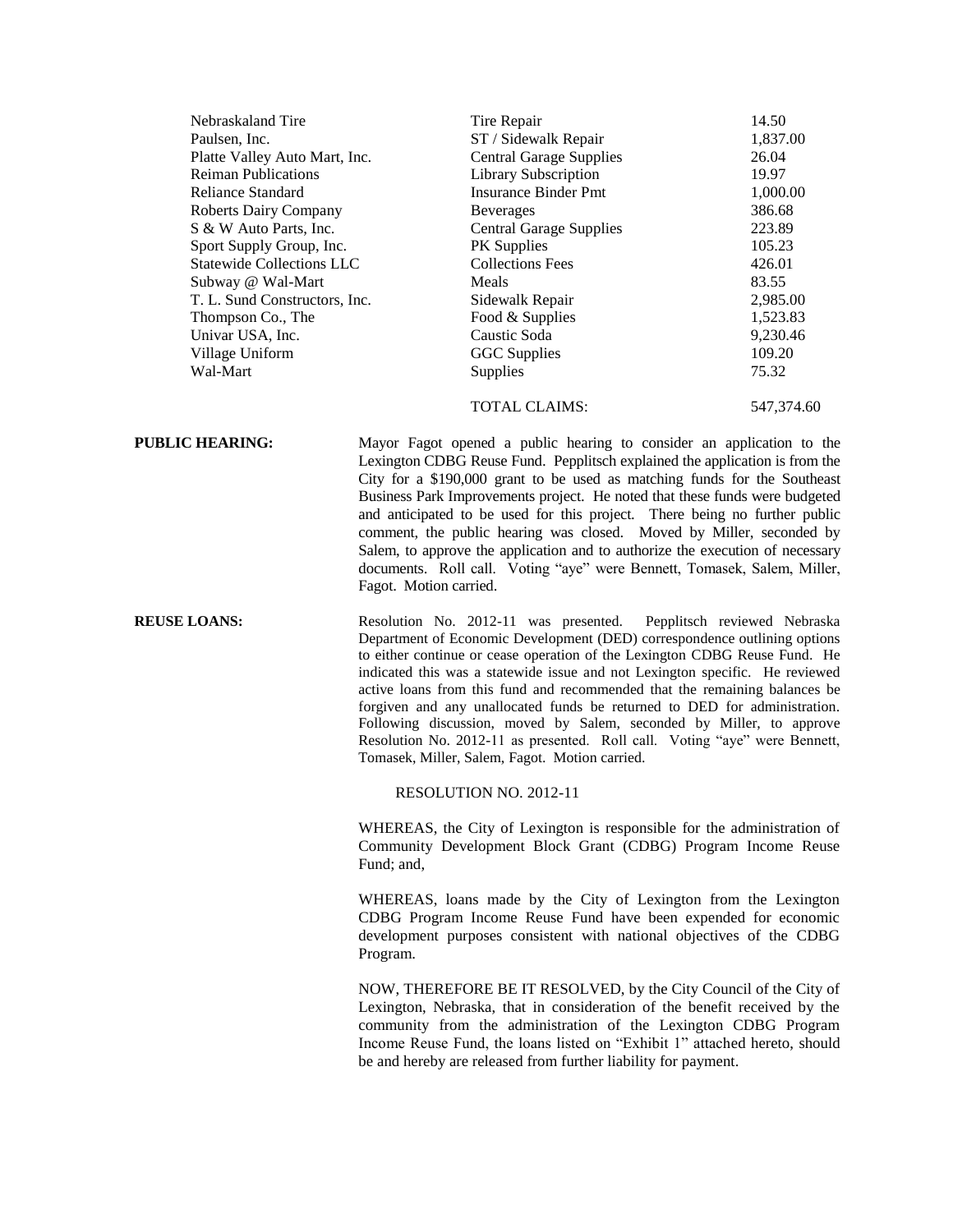| | | |
|---|---|---|
| Nebraskaland Tire | Tire Repair | 14.50 |
| Paulsen, Inc. | ST / Sidewalk Repair | 1,837.00 |
| Platte Valley Auto Mart, Inc. | Central Garage Supplies | 26.04 |
| Reiman Publications | Library Subscription | 19.97 |
| Reliance Standard | Insurance Binder Pmt | 1,000.00 |
| Roberts Dairy Company | Beverages | 386.68 |
| S & W Auto Parts, Inc. | Central Garage Supplies | 223.89 |
| Sport Supply Group, Inc. | PK Supplies | 105.23 |
| Statewide Collections LLC | Collections Fees | 426.01 |
| Subway @ Wal-Mart | Meals | 83.55 |
| T. L. Sund Constructors, Inc. | Sidewalk Repair | 2,985.00 |
| Thompson Co., The | Food & Supplies | 1,523.83 |
| Univar USA, Inc. | Caustic Soda | 9,230.46 |
| Village Uniform | GGC Supplies | 109.20 |
| Wal-Mart | Supplies | 75.32 |
| | TOTAL CLAIMS: | 547,374.60 |

**PUBLIC HEARING:** Mayor Fagot opened a public hearing to consider an application to the Lexington CDBG Reuse Fund. Pepplitsch explained the application is from the City for a $190,000 grant to be used as matching funds for the Southeast Business Park Improvements project. He noted that these funds were budgeted and anticipated to be used for this project. There being no further public comment, the public hearing was closed. Moved by Miller, seconded by Salem, to approve the application and to authorize the execution of necessary documents. Roll call. Voting "aye" were Bennett, Tomasek, Salem, Miller, Fagot. Motion carried.

**REUSE LOANS:** Resolution No. 2012-11 was presented. Pepplitsch reviewed Nebraska Department of Economic Development (DED) correspondence outlining options to either continue or cease operation of the Lexington CDBG Reuse Fund. He indicated this was a statewide issue and not Lexington specific. He reviewed active loans from this fund and recommended that the remaining balances be forgiven and any unallocated funds be returned to DED for administration. Following discussion, moved by Salem, seconded by Miller, to approve Resolution No. 2012-11 as presented. Roll call. Voting "aye" were Bennett, Tomasek, Miller, Salem, Fagot. Motion carried.

RESOLUTION NO. 2012-11

WHEREAS, the City of Lexington is responsible for the administration of Community Development Block Grant (CDBG) Program Income Reuse Fund; and,

WHEREAS, loans made by the City of Lexington from the Lexington CDBG Program Income Reuse Fund have been expended for economic development purposes consistent with national objectives of the CDBG Program.

NOW, THEREFORE BE IT RESOLVED, by the City Council of the City of Lexington, Nebraska, that in consideration of the benefit received by the community from the administration of the Lexington CDBG Program Income Reuse Fund, the loans listed on "Exhibit 1" attached hereto, should be and hereby are released from further liability for payment.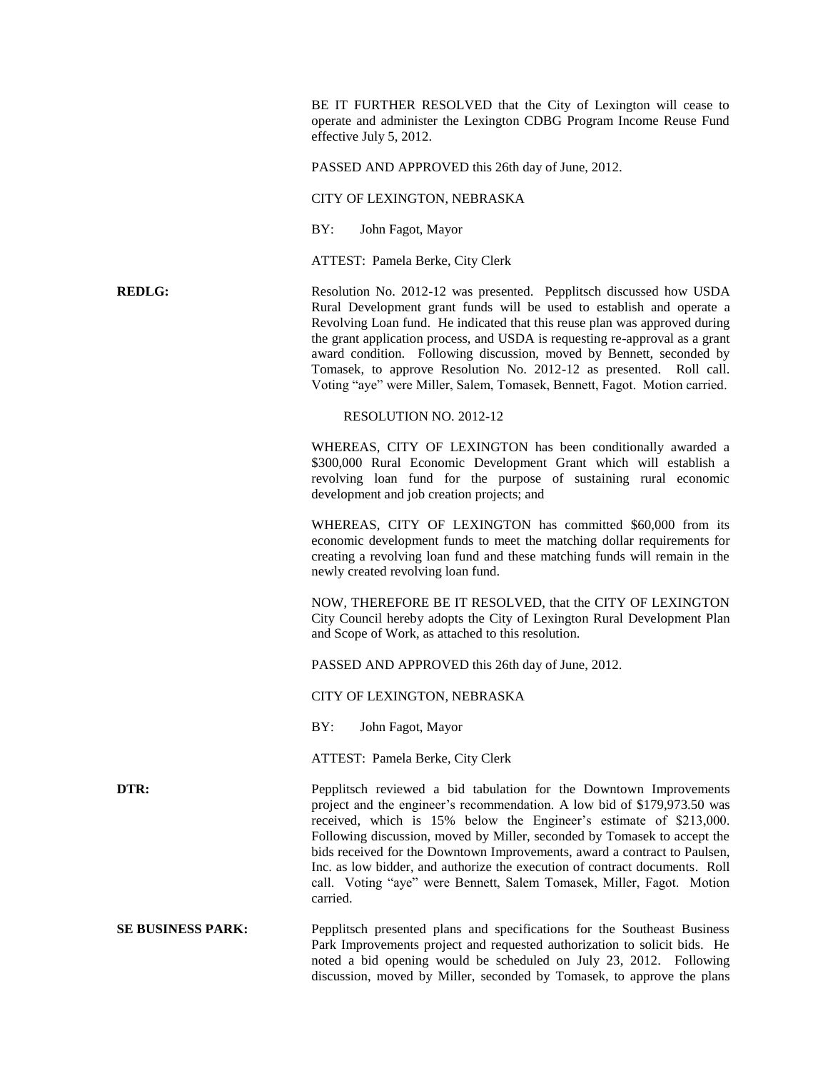BE IT FURTHER RESOLVED that the City of Lexington will cease to operate and administer the Lexington CDBG Program Income Reuse Fund effective July 5, 2012.

PASSED AND APPROVED this 26th day of June, 2012.

CITY OF LEXINGTON, NEBRASKA

BY: John Fagot, Mayor

ATTEST: Pamela Berke, City Clerk

**REDLG:** Resolution No. 2012-12 was presented. Pepplitsch discussed how USDA Rural Development grant funds will be used to establish and operate a Revolving Loan fund. He indicated that this reuse plan was approved during the grant application process, and USDA is requesting re-approval as a grant award condition. Following discussion, moved by Bennett, seconded by Tomasek, to approve Resolution No. 2012-12 as presented. Roll call. Voting "aye" were Miller, Salem, Tomasek, Bennett, Fagot. Motion carried.

RESOLUTION NO. 2012-12

WHEREAS, CITY OF LEXINGTON has been conditionally awarded a $300,000 Rural Economic Development Grant which will establish a revolving loan fund for the purpose of sustaining rural economic development and job creation projects; and

WHEREAS, CITY OF LEXINGTON has committed $60,000 from its economic development funds to meet the matching dollar requirements for creating a revolving loan fund and these matching funds will remain in the newly created revolving loan fund.

NOW, THEREFORE BE IT RESOLVED, that the CITY OF LEXINGTON City Council hereby adopts the City of Lexington Rural Development Plan and Scope of Work, as attached to this resolution.

PASSED AND APPROVED this 26th day of June, 2012.

CITY OF LEXINGTON, NEBRASKA

BY: John Fagot, Mayor

ATTEST: Pamela Berke, City Clerk

**DTR:** Pepplitsch reviewed a bid tabulation for the Downtown Improvements project and the engineer's recommendation. A low bid of $179,973.50 was received, which is 15% below the Engineer's estimate of $213,000. Following discussion, moved by Miller, seconded by Tomasek to accept the bids received for the Downtown Improvements, award a contract to Paulsen, Inc. as low bidder, and authorize the execution of contract documents. Roll call. Voting "aye" were Bennett, Salem Tomasek, Miller, Fagot. Motion carried.

**SE BUSINESS PARK:** Pepplitsch presented plans and specifications for the Southeast Business Park Improvements project and requested authorization to solicit bids. He noted a bid opening would be scheduled on July 23, 2012. Following discussion, moved by Miller, seconded by Tomasek, to approve the plans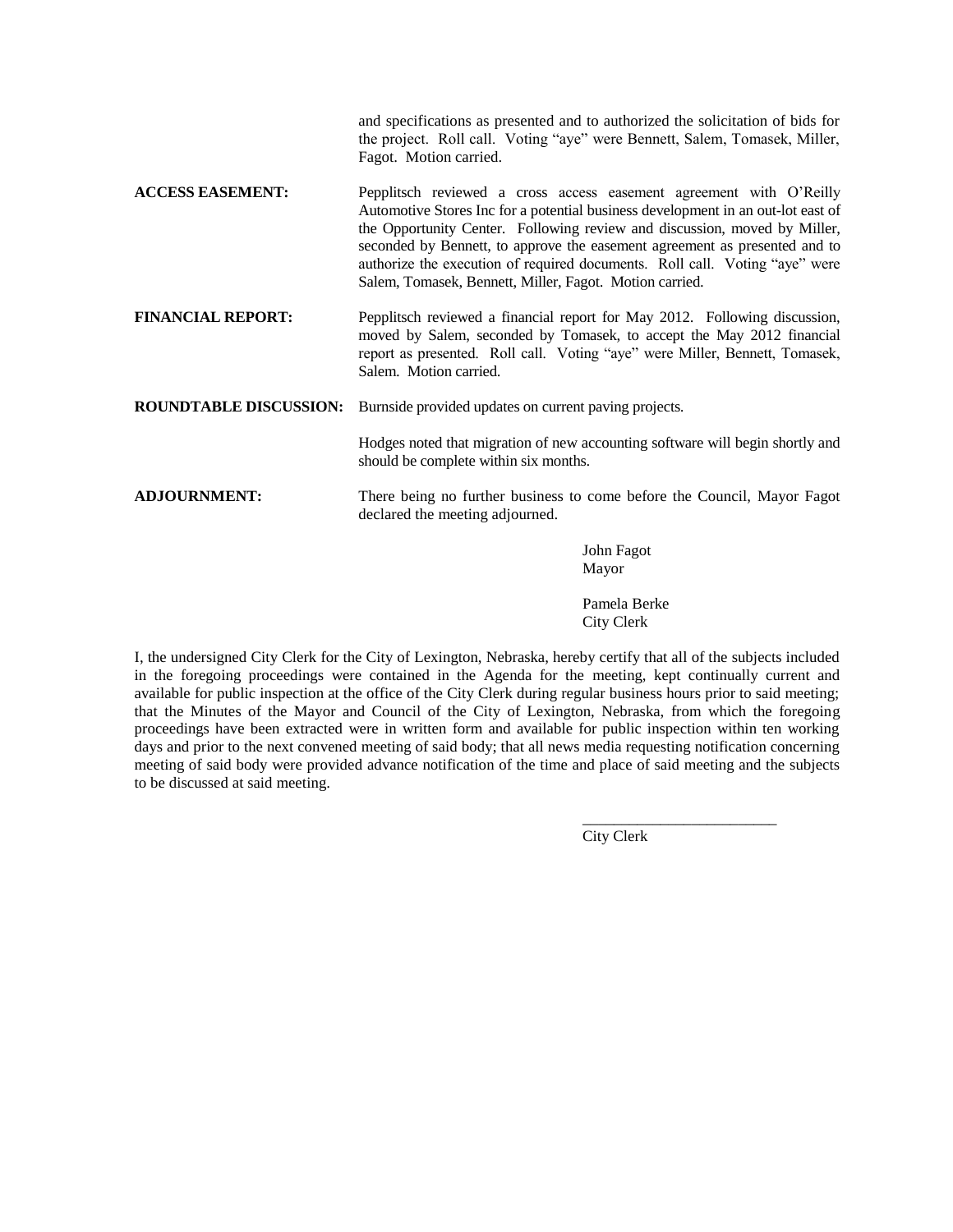and specifications as presented and to authorized the solicitation of bids for the project. Roll call. Voting "aye" were Bennett, Salem, Tomasek, Miller, Fagot. Motion carried.

**ACCESS EASEMENT:** Pepplitsch reviewed a cross access easement agreement with O'Reilly Automotive Stores Inc for a potential business development in an out-lot east of the Opportunity Center. Following review and discussion, moved by Miller, seconded by Bennett, to approve the easement agreement as presented and to authorize the execution of required documents. Roll call. Voting "aye" were Salem, Tomasek, Bennett, Miller, Fagot. Motion carried.

**FINANCIAL REPORT:** Pepplitsch reviewed a financial report for May 2012. Following discussion, moved by Salem, seconded by Tomasek, to accept the May 2012 financial report as presented. Roll call. Voting "aye" were Miller, Bennett, Tomasek, Salem. Motion carried.

**ROUNDTABLE DISCUSSION:** Burnside provided updates on current paving projects.

Hodges noted that migration of new accounting software will begin shortly and should be complete within six months.

**ADJOURNMENT:** There being no further business to come before the Council, Mayor Fagot declared the meeting adjourned.

John Fagot
Mayor

Pamela Berke
City Clerk

I, the undersigned City Clerk for the City of Lexington, Nebraska, hereby certify that all of the subjects included in the foregoing proceedings were contained in the Agenda for the meeting, kept continually current and available for public inspection at the office of the City Clerk during regular business hours prior to said meeting; that the Minutes of the Mayor and Council of the City of Lexington, Nebraska, from which the foregoing proceedings have been extracted were in written form and available for public inspection within ten working days and prior to the next convened meeting of said body; that all news media requesting notification concerning meeting of said body were provided advance notification of the time and place of said meeting and the subjects to be discussed at said meeting.

_________________________
City Clerk